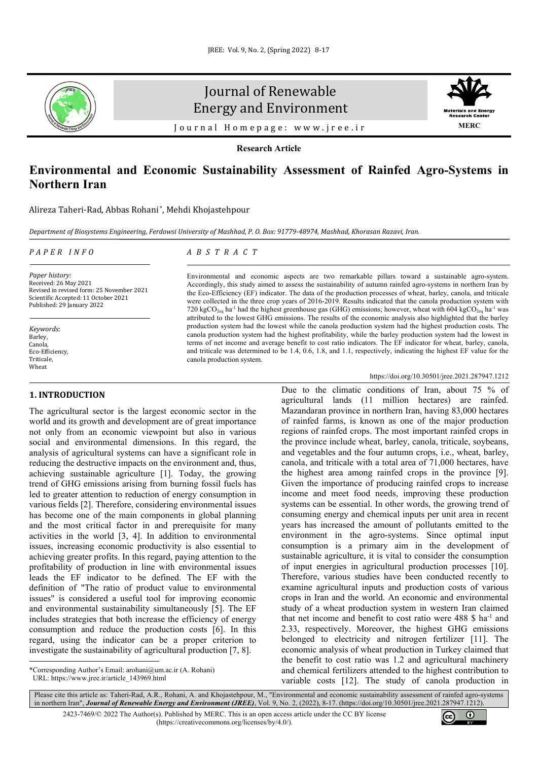Research Article

# Environmental and Economic Sustainability Assessment of Rainfed Agro-Systems in Northern Iran

Alireza Taheri-Rad, Abbas Rohani*, Mehdi Khojastehpour

*Department of Biosystems Engineering, Ferdowsi University of Mashhad, P. O. Box: 91779-48974, Mashhad, Khorasan Razavi, Iran.*

*PAPER INFO*

*Paper history:*
Received: 26 May 2021
Revised in revised form: 25 November 2021
Scientific Accepted: 11 October 2021
Published: 29 January 2022

*Keywords*:
Barley,
Canola,
Eco-Efficiency,
Triticale,
Wheat

*ABSTRACT*

Environmental and economic aspects are two remarkable pillars toward a sustainable agro-system. Accordingly, this study aimed to assess the sustainability of autumn rainfed agro-systems in northern Iran by the Eco-Efficiency (EF) indicator. The data of the production processes of wheat, barley, canola, and triticale were collected in the three crop years of 2016-2019. Results indicated that the canola production system with 720 $kgCO_{2eq}$ $ha^{-1}$ had the highest greenhouse gas (GHG) emissions; however, wheat with 604 $kgCO_{2eq}$ $ha^{-1}$ was attributed to the lowest GHG emissions. The results of the economic analysis also highlighted that the barley production system had the lowest while the canola production system had the highest production costs. The canola production system had the highest profitability, while the barley production system had the lowest in terms of net income and average benefit to cost ratio indicators. The EF indicator for wheat, barley, canola, and triticale was determined to be 1.4, 0.6, 1.8, and 1.1, respectively, indicating the highest EF value for the canola production system.

https://doi.org/10.30501/jree.2021.287947.1212

## 1. INTRODUCTION

The agricultural sector is the largest economic sector in the world and its growth and development are of great importance not only from an economic viewpoint but also in various social and environmental dimensions. In this regard, the analysis of agricultural systems can have a significant role in reducing the destructive impacts on the environment and, thus, achieving sustainable agriculture [1]. Today, the growing trend of GHG emissions arising from burning fossil fuels has led to greater attention to reduction of energy consumption in various fields [2]. Therefore, considering environmental issues has become one of the main components in global planning and the most critical factor in and prerequisite for many activities in the world [3, 4]. In addition to environmental issues, increasing economic productivity is also essential to achieving greater profits. In this regard, paying attention to the profitability of production in line with environmental issues leads the EF indicator to be defined. The EF with the definition of "The ratio of product value to environmental issues" is considered a useful tool for improving economic and environmental sustainability simultaneously [5]. The EF includes strategies that both increase the efficiency of energy consumption and reduce the production costs [6]. In this regard, using the indicator can be a proper criterion to investigate the sustainability of agricultural production [7, 8].

Due to the climatic conditions of Iran, about 75 % of agricultural lands (11 million hectares) are rainfed. Mazandaran province in northern Iran, having 83,000 hectares of rainfed farms, is known as one of the major production regions of rainfed crops. The most important rainfed crops in the province include wheat, barley, canola, triticale, soybeans, and vegetables and the four autumn crops, i.e., wheat, barley, canola, and triticale with a total area of 71,000 hectares, have the highest area among rainfed crops in the province [9]. Given the importance of producing rainfed crops to increase income and meet food needs, improving these production systems can be essential. In other words, the growing trend of consuming energy and chemical inputs per unit area in recent years has increased the amount of pollutants emitted to the environment in the agro-systems. Since optimal input consumption is a primary aim in the development of sustainable agriculture, it is vital to consider the consumption of input energies in agricultural production processes [10]. Therefore, various studies have been conducted recently to examine agricultural inputs and production costs of various crops in Iran and the world. An economic and environmental study of a wheat production system in western Iran claimed that net income and benefit to cost ratio were 488 \$ $ha^{-1}$ and 2.33, respectively. Moreover, the highest GHG emissions belonged to electricity and nitrogen fertilizer [11]. The economic analysis of wheat production in Turkey claimed that the benefit to cost ratio was 1.2 and agricultural machinery and chemical fertilizers attended to the highest contribution to variable costs [12]. The study of canola production in

*Corresponding Author's Email: arohani@um.ac.ir (A. Rohani)
URL: https://www.jree.ir/article_143969.html

Please cite this article as: Taheri-Rad, A.R., Rohani, A. and Khojastehpour, M., "Environmental and economic sustainability assessment of rainfed agro-systems in northern Iran", ***Journal of Renewable Energy and Environment (JREE)***, Vol. 9, No. 2, (2022), 8-17. (https://doi.org/10.30501/jree.2021.287947.1212).

2423-7469/© 2022 The Author(s). Published by MERC. This is an open access article under the CC BY license (https://creativecommons.org/licenses/by/4.0/).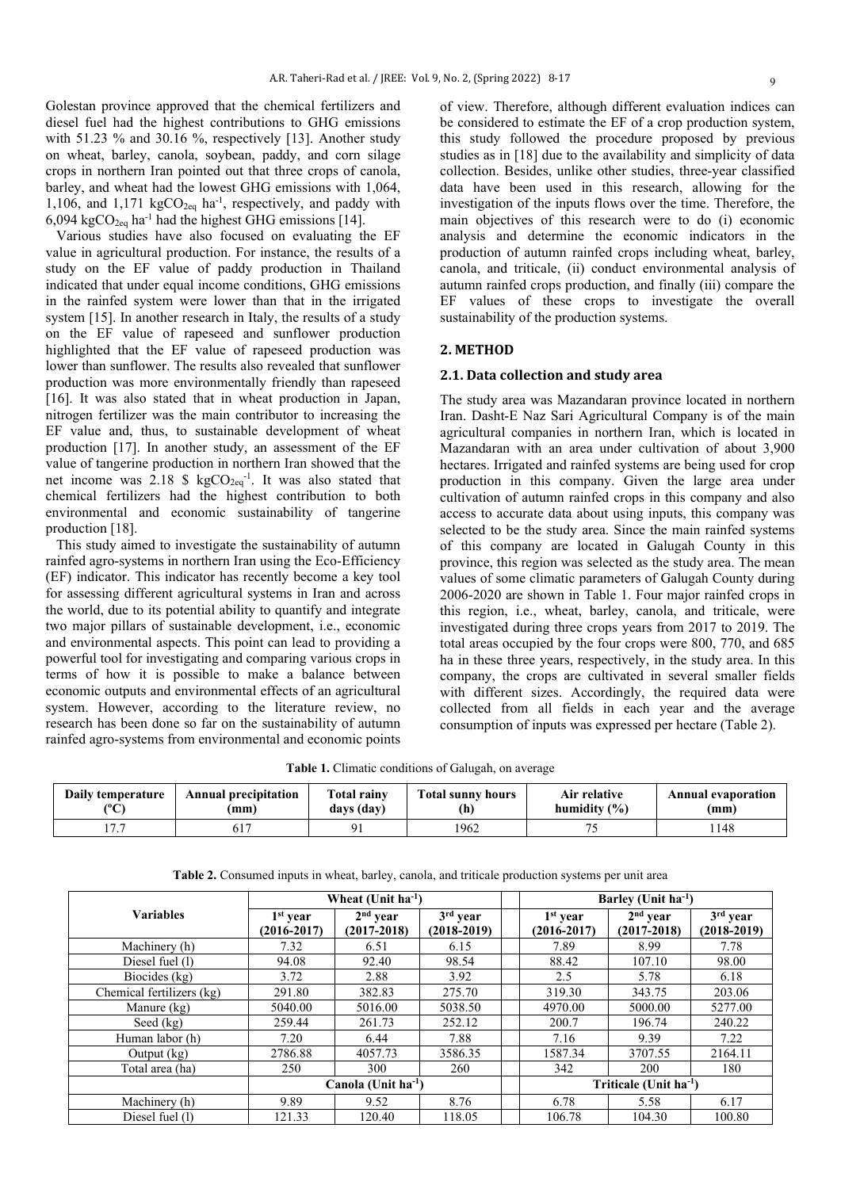Golestan province approved that the chemical fertilizers and diesel fuel had the highest contributions to GHG emissions with 51.23 % and 30.16 %, respectively [13]. Another study on wheat, barley, canola, soybean, paddy, and corn silage crops in northern Iran pointed out that three crops of canola, barley, and wheat had the lowest GHG emissions with 1,064, 1,106, and 1,171 $kgCO_{2eq}$ $ha^{-1}$, respectively, and paddy with 6,094 $kgCO_{2eq}$ $ha^{-1}$ had the highest GHG emissions [14].

Various studies have also focused on evaluating the EF value in agricultural production. For instance, the results of a study on the EF value of paddy production in Thailand indicated that under equal income conditions, GHG emissions in the rainfed system were lower than that in the irrigated system [15]. In another research in Italy, the results of a study on the EF value of rapeseed and sunflower production highlighted that the EF value of rapeseed production was lower than sunflower. The results also revealed that sunflower production was more environmentally friendly than rapeseed [16]. It was also stated that in wheat production in Japan, nitrogen fertilizer was the main contributor to increasing the EF value and, thus, to sustainable development of wheat production [17]. In another study, an assessment of the EF value of tangerine production in northern Iran showed that the net income was 2.18 \$ $kgCO_{2eq}^{-1}$. It was also stated that chemical fertilizers had the highest contribution to both environmental and economic sustainability of tangerine production [18].

This study aimed to investigate the sustainability of autumn rainfed agro-systems in northern Iran using the Eco-Efficiency (EF) indicator. This indicator has recently become a key tool for assessing different agricultural systems in Iran and across the world, due to its potential ability to quantify and integrate two major pillars of sustainable development, i.e., economic and environmental aspects. This point can lead to providing a powerful tool for investigating and comparing various crops in terms of how it is possible to make a balance between economic outputs and environmental effects of an agricultural system. However, according to the literature review, no research has been done so far on the sustainability of autumn rainfed agro-systems from environmental and economic points of view. Therefore, although different evaluation indices can be considered to estimate the EF of a crop production system, this study followed the procedure proposed by previous studies as in [18] due to the availability and simplicity of data collection. Besides, unlike other studies, three-year classified data have been used in this research, allowing for the investigation of the inputs flows over the time. Therefore, the main objectives of this research were to do (i) economic analysis and determine the economic indicators in the production of autumn rainfed crops including wheat, barley, canola, and triticale, (ii) conduct environmental analysis of autumn rainfed crops production, and finally (iii) compare the EF values of these crops to investigate the overall sustainability of the production systems.

## 2. METHOD

### 2.1. Data collection and study area

The study area was Mazandaran province located in northern Iran. Dasht-E Naz Sari Agricultural Company is of the main agricultural companies in northern Iran, which is located in Mazandaran with an area under cultivation of about 3,900 hectares. Irrigated and rainfed systems are being used for crop production in this company. Given the large area under cultivation of autumn rainfed crops in this company and also access to accurate data about using inputs, this company was selected to be the study area. Since the main rainfed systems of this company are located in Galugah County in this province, this region was selected as the study area. The mean values of some climatic parameters of Galugah County during 2006-2020 are shown in Table 1. Four major rainfed crops in this region, i.e., wheat, barley, canola, and triticale, were investigated during three crops years from 2017 to 2019. The total areas occupied by the four crops were 800, 770, and 685 ha in these three years, respectively, in the study area. In this company, the crops are cultivated in several smaller fields with different sizes. Accordingly, the required data were collected from all fields in each year and the average consumption of inputs was expressed per hectare (Table 2).

**Table 1.** Climatic conditions of Galugah, on average

| Daily temperature (ºC) | Annual precipitation (mm) | Total rainy days (day) | Total sunny hours (h) | Air relative humidity (%) | Annual evaporation (mm) |
|---|---|---|---|---|---|
| 17.7 | 617 | 91 | 1962 | 75 | 1148 |

**Table 2.** Consumed inputs in wheat, barley, canola, and triticale production systems per unit area

| Variables | Wheat (Unit $ha^{-1}$) | | | Barley (Unit $ha^{-1}$) | | |
|---|---|---|---|---|---|---|
| | 1st year (2016-2017) | 2nd year (2017-2018) | 3rd year (2018-2019) | 1st year (2016-2017) | 2nd year (2017-2018) | 3rd year (2018-2019) |
| Machinery (h) | 7.32 | 6.51 | 6.15 | 7.89 | 8.99 | 7.78 |
| Diesel fuel (l) | 94.08 | 92.40 | 98.54 | 88.42 | 107.10 | 98.00 |
| Biocides (kg) | 3.72 | 2.88 | 3.92 | 2.5 | 5.78 | 6.18 |
| Chemical fertilizers (kg) | 291.80 | 382.83 | 275.70 | 319.30 | 343.75 | 203.06 |
| Manure (kg) | 5040.00 | 5016.00 | 5038.50 | 4970.00 | 5000.00 | 5277.00 |
| Seed (kg) | 259.44 | 261.73 | 252.12 | 200.7 | 196.74 | 240.22 |
| Human labor (h) | 7.20 | 6.44 | 7.88 | 7.16 | 9.39 | 7.22 |
| Output (kg) | 2786.88 | 4057.73 | 3586.35 | 1587.34 | 3707.55 | 2164.11 |
| Total area (ha) | 250 | 300 | 260 | 342 | 200 | 180 |
| | Canola (Unit $ha^{-1}$) | | | Triticale (Unit $ha^{-1}$) | | |
| Machinery (h) | 9.89 | 9.52 | 8.76 | 6.78 | 5.58 | 6.17 |
| Diesel fuel (l) | 121.33 | 120.40 | 118.05 | 106.78 | 104.30 | 100.80 |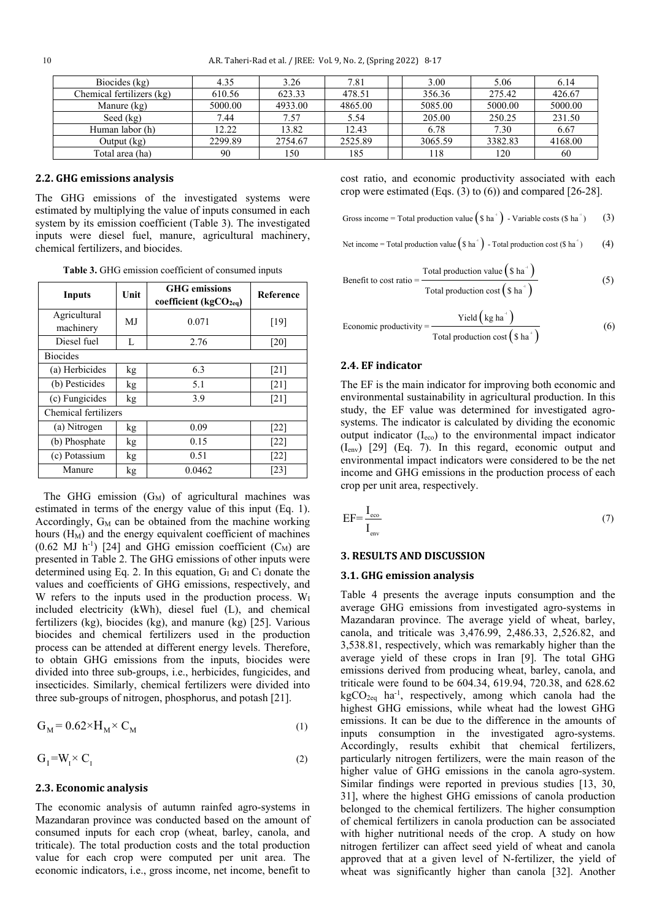| Biocides (kg) | 4.35 | 3.26 | 7.81 | | 3.00 | 5.06 | 6.14 |
|---|---|---|---|---|---|---|---|
| Chemical fertilizers (kg) | 610.56 | 623.33 | 478.51 | | 356.36 | 275.42 | 426.67 |
| Manure (kg) | 5000.00 | 4933.00 | 4865.00 | | 5085.00 | 5000.00 | 5000.00 |
| Seed (kg) | 7.44 | 7.57 | 5.54 | | 205.00 | 250.25 | 231.50 |
| Human labor (h) | 12.22 | 13.82 | 12.43 | | 6.78 | 7.30 | 6.67 |
| Output (kg) | 2299.89 | 2754.67 | 2525.89 | | 3065.59 | 3382.83 | 4168.00 |
| Total area (ha) | 90 | 150 | 185 | | 118 | 120 | 60 |

### 2.2. GHG emissions analysis

The GHG emissions of the investigated systems were estimated by multiplying the value of inputs consumed in each system by its emission coefficient (Table 3). The investigated inputs were diesel fuel, manure, agricultural machinery, chemical fertilizers, and biocides.

**Table 3.** GHG emission coefficient of consumed inputs

| Inputs | Unit | GHG emissions coefficient ($kgCO_{2eq}$) | Reference |
|---|---|---|---|
| Agricultural machinery | MJ | 0.071 | [19] |
| Diesel fuel | L | 2.76 | [20] |
| Biocides | | | |
| (a) Herbicides | kg | 6.3 | [21] |
| (b) Pesticides | kg | 5.1 | [21] |
| (c) Fungicides | kg | 3.9 | [21] |
| Chemical fertilizers | | | |
| (a) Nitrogen | kg | 0.09 | [22] |
| (b) Phosphate | kg | 0.15 | [22] |
| (c) Potassium | kg | 0.51 | [22] |
| Manure | kg | 0.0462 | [23] |

The GHG emission ($G_M$) of agricultural machines was estimated in terms of the energy value of this input (Eq. 1). Accordingly, $G_M$ can be obtained from the machine working hours ($H_M$) and the energy equivalent coefficient of machines (0.62 MJ $h^{-1}$) [24] and GHG emission coefficient ($C_M$) are presented in Table 2. The GHG emissions of other inputs were determined using Eq. 2. In this equation, $G_I$ and $C_I$ donate the values and coefficients of GHG emissions, respectively, and W refers to the inputs used in the production process. $W_I$ included electricity (kWh), diesel fuel (L), and chemical fertilizers (kg), biocides (kg), and manure (kg) [25]. Various biocides and chemical fertilizers used in the production process can be attended at different energy levels. Therefore, to obtain GHG emissions from the inputs, biocides were divided into three sub-groups, i.e., herbicides, fungicides, and insecticides. Similarly, chemical fertilizers were divided into three sub-groups of nitrogen, phosphorus, and potash [21].

$$G_M = 0.62 \times H_M \times C_M \tag{1}$$

$$G_I = W_I \times C_I \tag{2}$$

### 2.3. Economic analysis

The economic analysis of autumn rainfed agro-systems in Mazandaran province was conducted based on the amount of consumed inputs for each crop (wheat, barley, canola, and triticale). The total production costs and the total production value for each crop were computed per unit area. The economic indicators, i.e., gross income, net income, benefit to cost ratio, and economic productivity associated with each crop were estimated (Eqs. (3) to (6)) and compared [26-28].

$$\text{Gross income} = \text{Total production value}\left(\$\ ha^{-1}\right) - \text{Variable costs } (\$\ ha^{-1}) \tag{3}$$

$$\text{Net income} = \text{Total production value}\left(\$\ ha^{-1}\right) - \text{Total production cost } (\$\ ha^{-1}) \tag{4}$$

$$\text{Benefit to cost ratio} = \frac{\text{Total production value}\left(\$\ ha^{-1}\right)}{\text{Total production cost}\left(\$\ ha^{-1}\right)} \tag{5}$$

$$\text{Economic productivity} = \frac{\text{Yield}\left(kg\ ha^{-1}\right)}{\text{Total production cost}\left(\$\ ha^{-1}\right)} \tag{6}$$

### 2.4. EF indicator

The EF is the main indicator for improving both economic and environmental sustainability in agricultural production. In this study, the EF value was determined for investigated agro-systems. The indicator is calculated by dividing the economic output indicator ($I_{eco}$) to the environmental impact indicator ($I_{env}$) [29] (Eq. 7). In this regard, economic output and environmental impact indicators were considered to be the net income and GHG emissions in the production process of each crop per unit area, respectively.

$$EF = \frac{I_{eco}}{I_{env}} \tag{7}$$

## 3. RESULTS AND DISCUSSION

### 3.1. GHG emission analysis

Table 4 presents the average inputs consumption and the average GHG emissions from investigated agro-systems in Mazandaran province. The average yield of wheat, barley, canola, and triticale was 3,476.99, 2,486.33, 2,526.82, and 3,538.81, respectively, which was remarkably higher than the average yield of these crops in Iran [9]. The total GHG emissions derived from producing wheat, barley, canola, and triticale were found to be 604.34, 619.94, 720.38, and 628.62 $kgCO_{2eq}$ $ha^{-1}$, respectively, among which canola had the highest GHG emissions, while wheat had the lowest GHG emissions. It can be due to the difference in the amounts of inputs consumption in the investigated agro-systems. Accordingly, results exhibit that chemical fertilizers, particularly nitrogen fertilizers, were the main reason of the higher value of GHG emissions in the canola agro-system. Similar findings were reported in previous studies [13, 30, 31], where the highest GHG emissions of canola production belonged to the chemical fertilizers. The higher consumption of chemical fertilizers in canola production can be associated with higher nutritional needs of the crop. A study on how nitrogen fertilizer can affect seed yield of wheat and canola approved that at a given level of N-fertilizer, the yield of wheat was significantly higher than canola [32]. Another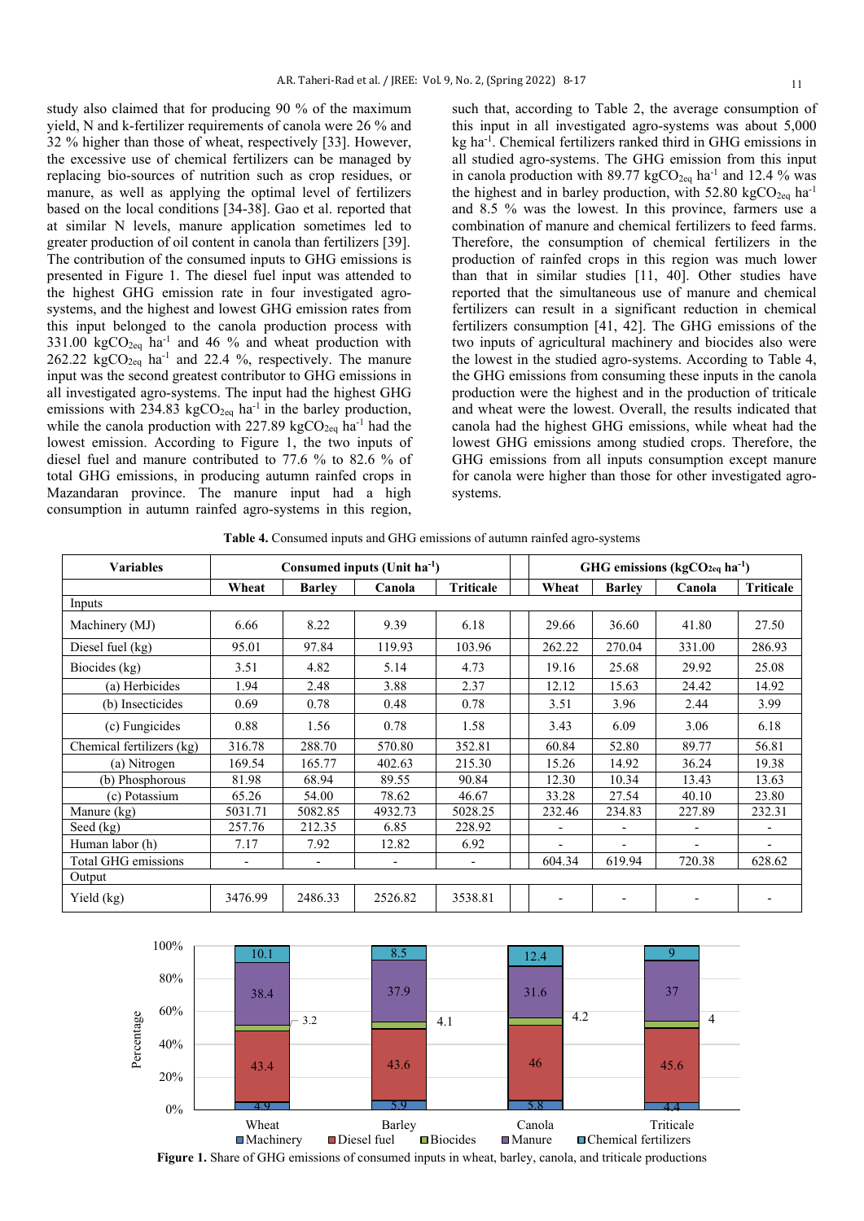study also claimed that for producing 90 % of the maximum yield, N and k-fertilizer requirements of canola were 26 % and 32 % higher than those of wheat, respectively [33]. However, the excessive use of chemical fertilizers can be managed by replacing bio-sources of nutrition such as crop residues, or manure, as well as applying the optimal level of fertilizers based on the local conditions [34-38]. Gao et al. reported that at similar N levels, manure application sometimes led to greater production of oil content in canola than fertilizers [39]. The contribution of the consumed inputs to GHG emissions is presented in Figure 1. The diesel fuel input was attended to the highest GHG emission rate in four investigated agro-systems, and the highest and lowest GHG emission rates from this input belonged to the canola production process with 331.00 $kgCO_{2eq}$ $ha^{-1}$ and 46 % and wheat production with 262.22 $kgCO_{2eq}$ $ha^{-1}$ and 22.4 %, respectively. The manure input was the second greatest contributor to GHG emissions in all investigated agro-systems. The input had the highest GHG emissions with 234.83 $kgCO_{2eq}$ $ha^{-1}$ in the barley production, while the canola production with 227.89 $kgCO_{2eq}$ $ha^{-1}$ had the lowest emission. According to Figure 1, the two inputs of diesel fuel and manure contributed to 77.6 % to 82.6 % of total GHG emissions, in producing autumn rainfed crops in Mazandaran province. The manure input had a high consumption in autumn rainfed agro-systems in this region, such that, according to Table 2, the average consumption of this input in all investigated agro-systems was about 5,000 kg $ha^{-1}$. Chemical fertilizers ranked third in GHG emissions in all studied agro-systems. The GHG emission from this input in canola production with 89.77 $kgCO_{2eq}$ $ha^{-1}$ and 12.4 % was the highest and in barley production, with 52.80 $kgCO_{2eq}$ $ha^{-1}$ and 8.5 % was the lowest. In this province, farmers use a combination of manure and chemical fertilizers to feed farms. Therefore, the consumption of chemical fertilizers in the production of rainfed crops in this region was much lower than that in similar studies [11, 40]. Other studies have reported that the simultaneous use of manure and chemical fertilizers can result in a significant reduction in chemical fertilizers consumption [41, 42]. The GHG emissions of the two inputs of agricultural machinery and biocides also were the lowest in the studied agro-systems. According to Table 4, the GHG emissions from consuming these inputs in the canola production were the highest and in the production of triticale and wheat were the lowest. Overall, the results indicated that canola had the highest GHG emissions, while wheat had the lowest GHG emissions among studied crops. Therefore, the GHG emissions from all inputs consumption except manure for canola were higher than those for other investigated agro-systems.

**Table 4.** Consumed inputs and GHG emissions of autumn rainfed agro-systems

| Variables | Consumed inputs (Unit $ha^{-1}$) | | | | GHG emissions ($kgCO_{2eq}$ $ha^{-1}$) | | | |
|---|---|---|---|---|---|---|---|---|
| | Wheat | Barley | Canola | Triticale | Wheat | Barley | Canola | Triticale |
| Inputs | | | | | | | | |
| Machinery (MJ) | 6.66 | 8.22 | 9.39 | 6.18 | 29.66 | 36.60 | 41.80 | 27.50 |
| Diesel fuel (kg) | 95.01 | 97.84 | 119.93 | 103.96 | 262.22 | 270.04 | 331.00 | 286.93 |
| Biocides (kg) | 3.51 | 4.82 | 5.14 | 4.73 | 19.16 | 25.68 | 29.92 | 25.08 |
| (a) Herbicides | 1.94 | 2.48 | 3.88 | 2.37 | 12.12 | 15.63 | 24.42 | 14.92 |
| (b) Insecticides | 0.69 | 0.78 | 0.48 | 0.78 | 3.51 | 3.96 | 2.44 | 3.99 |
| (c) Fungicides | 0.88 | 1.56 | 0.78 | 1.58 | 3.43 | 6.09 | 3.06 | 6.18 |
| Chemical fertilizers (kg) | 316.78 | 288.70 | 570.80 | 352.81 | 60.84 | 52.80 | 89.77 | 56.81 |
| (a) Nitrogen | 169.54 | 165.77 | 402.63 | 215.30 | 15.26 | 14.92 | 36.24 | 19.38 |
| (b) Phosphorous | 81.98 | 68.94 | 89.55 | 90.84 | 12.30 | 10.34 | 13.43 | 13.63 |
| (c) Potassium | 65.26 | 54.00 | 78.62 | 46.67 | 33.28 | 27.54 | 40.10 | 23.80 |
| Manure (kg) | 5031.71 | 5082.85 | 4932.73 | 5028.25 | 232.46 | 234.83 | 227.89 | 232.31 |
| Seed (kg) | 257.76 | 212.35 | 6.85 | 228.92 | - | - | - | - |
| Human labor (h) | 7.17 | 7.92 | 12.82 | 6.92 | - | - | - | - |
| Total GHG emissions | - | - | - | - | 604.34 | 619.94 | 720.38 | 628.62 |
| Output | | | | | | | | |
| Yield (kg) | 3476.99 | 2486.33 | 2526.82 | 3538.81 | - | - | - | - |

**Figure 1.** Share of GHG emissions of consumed inputs in wheat, barley, canola, and triticale productions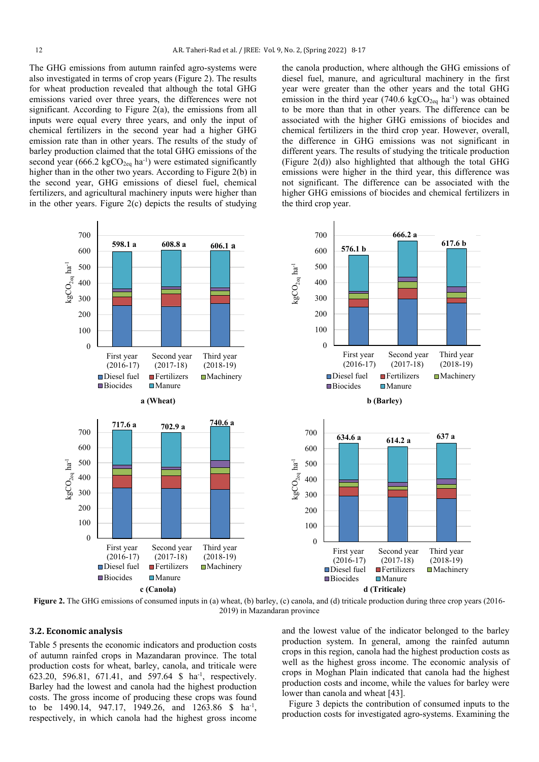The GHG emissions from autumn rainfed agro-systems were also investigated in terms of crop years (Figure 2). The results for wheat production revealed that although the total GHG emissions varied over three years, the differences were not significant. According to Figure 2(a), the emissions from all inputs were equal every three years, and only the input of chemical fertilizers in the second year had a higher GHG emission rate than in other years. The results of the study of barley production claimed that the total GHG emissions of the second year (666.2 $kgCO_{2eq}$ $ha^{-1}$) were estimated significantly higher than in the other two years. According to Figure 2(b) in the second year, GHG emissions of diesel fuel, chemical fertilizers, and agricultural machinery inputs were higher than in the other years. Figure 2(c) depicts the results of studying the canola production, where although the GHG emissions of diesel fuel, manure, and agricultural machinery in the first year were greater than the other years and the total GHG emission in the third year (740.6 $kgCO_{2eq}$ $ha^{-1}$) was obtained to be more than that in other years. The difference can be associated with the higher GHG emissions of biocides and chemical fertilizers in the third crop year. However, overall, the difference in GHG emissions was not significant in different years. The results of studying the triticale production (Figure 2(d)) also highlighted that although the total GHG emissions were higher in the third year, this difference was not significant. The difference can be associated with the higher GHG emissions of biocides and chemical fertilizers in the third crop year.

**Figure 2.** The GHG emissions of consumed inputs in (a) wheat, (b) barley, (c) canola, and (d) triticale production during three crop years (2016-2019) in Mazandaran province

## 3.2. Economic analysis

Table 5 presents the economic indicators and production costs of autumn rainfed crops in Mazandaran province. The total production costs for wheat, barley, canola, and triticale were 623.20, 596.81, 671.41, and 597.64 \$ $ha^{-1}$, respectively. Barley had the lowest and canola had the highest production costs. The gross income of producing these crops was found to be 1490.14, 947.17, 1949.26, and 1263.86 \$ $ha^{-1}$, respectively, in which canola had the highest gross income and the lowest value of the indicator belonged to the barley production system. In general, among the rainfed autumn crops in this region, canola had the highest production costs as well as the highest gross income. The economic analysis of crops in Moghan Plain indicated that canola had the highest production costs and income, while the values for barley were lower than canola and wheat [43].

Figure 3 depicts the contribution of consumed inputs to the production costs for investigated agro-systems. Examining the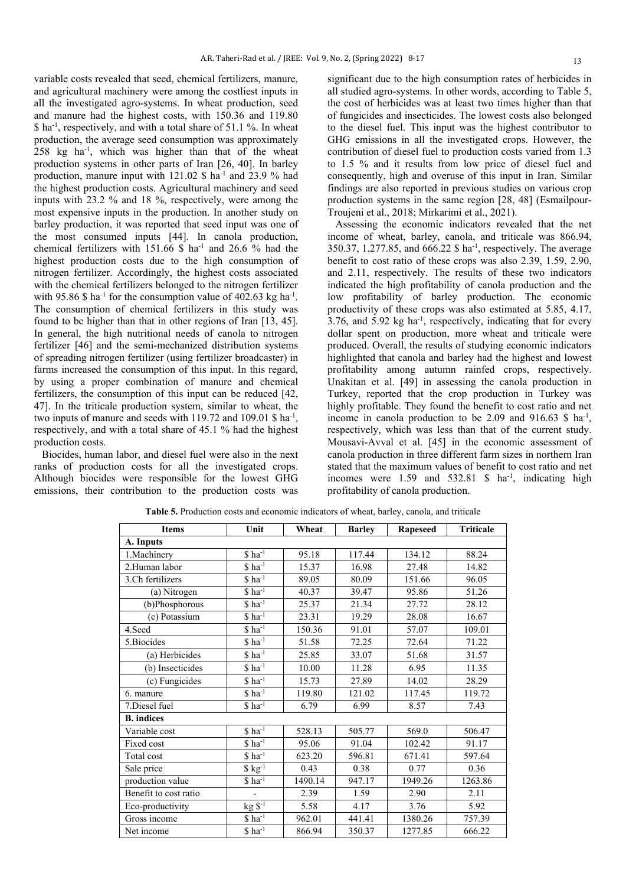variable costs revealed that seed, chemical fertilizers, manure, and agricultural machinery were among the costliest inputs in all the investigated agro-systems. In wheat production, seed and manure had the highest costs, with 150.36 and 119.80 $ ha$^{-1}$, respectively, and with a total share of 51.1 %. In wheat production, the average seed consumption was approximately 258 kg ha$^{-1}$, which was higher than that of the wheat production systems in other parts of Iran [26, 40]. In barley production, manure input with 121.02 $ ha$^{-1}$ and 23.9 % had the highest production costs. Agricultural machinery and seed inputs with 23.2 % and 18 %, respectively, were among the most expensive inputs in the production. In another study on barley production, it was reported that seed input was one of the most consumed inputs [44]. In canola production, chemical fertilizers with 151.66 $ ha$^{-1}$ and 26.6 % had the highest production costs due to the high consumption of nitrogen fertilizer. Accordingly, the highest costs associated with the chemical fertilizers belonged to the nitrogen fertilizer with 95.86 $ ha$^{-1}$ for the consumption value of 402.63 kg ha$^{-1}$. The consumption of chemical fertilizers in this study was found to be higher than that in other regions of Iran [13, 45]. In general, the high nutritional needs of canola to nitrogen fertilizer [46] and the semi-mechanized distribution systems of spreading nitrogen fertilizer (using fertilizer broadcaster) in farms increased the consumption of this input. In this regard, by using a proper combination of manure and chemical fertilizers, the consumption of this input can be reduced [42, 47]. In the triticale production system, similar to wheat, the two inputs of manure and seeds with 119.72 and 109.01 $ ha$^{-1}$, respectively, and with a total share of 45.1 % had the highest production costs.

Biocides, human labor, and diesel fuel were also in the next ranks of production costs for all the investigated crops. Although biocides were responsible for the lowest GHG emissions, their contribution to the production costs was significant due to the high consumption rates of herbicides in all studied agro-systems. In other words, according to Table 5, the cost of herbicides was at least two times higher than that of fungicides and insecticides. The lowest costs also belonged to the diesel fuel. This input was the highest contributor to GHG emissions in all the investigated crops. However, the contribution of diesel fuel to production costs varied from 1.3 to 1.5 % and it results from low price of diesel fuel and consequently, high and overuse of this input in Iran. Similar findings are also reported in previous studies on various crop production systems in the same region [28, 48] (Esmailpour-Troujeni et al., 2018; Mirkarimi et al., 2021).

Assessing the economic indicators revealed that the net income of wheat, barley, canola, and triticale was 866.94, 350.37, 1,277.85, and 666.22 $ ha$^{-1}$, respectively. The average benefit to cost ratio of these crops was also 2.39, 1.59, 2.90, and 2.11, respectively. The results of these two indicators indicated the high profitability of canola production and the low profitability of barley production. The economic productivity of these crops was also estimated at 5.85, 4.17, 3.76, and 5.92 kg ha$^{-1}$, respectively, indicating that for every dollar spent on production, more wheat and triticale were produced. Overall, the results of studying economic indicators highlighted that canola and barley had the highest and lowest profitability among autumn rainfed crops, respectively. Unakitan et al. [49] in assessing the canola production in Turkey, reported that the crop production in Turkey was highly profitable. They found the benefit to cost ratio and net income in canola production to be 2.09 and 916.63 $ ha$^{-1}$, respectively, which was less than that of the current study. Mousavi-Avval et al. [45] in the economic assessment of canola production in three different farm sizes in northern Iran stated that the maximum values of benefit to cost ratio and net incomes were 1.59 and 532.81 $ ha$^{-1}$, indicating high profitability of canola production.

**Table 5.** Production costs and economic indicators of wheat, barley, canola, and triticale

| Items | Unit | Wheat | Barley | Rapeseed | Triticale |
|---|---|---|---|---|---|
| **A. Inputs** | | | | | |
| 1.Machinery | $ ha$^{-1}$ | 95.18 | 117.44 | 134.12 | 88.24 |
| 2.Human labor | $ ha$^{-1}$ | 15.37 | 16.98 | 27.48 | 14.82 |
| 3.Ch fertilizers | $ ha$^{-1}$ | 89.05 | 80.09 | 151.66 | 96.05 |
| (a) Nitrogen | $ ha$^{-1}$ | 40.37 | 39.47 | 95.86 | 51.26 |
| (b)Phosphorous | $ ha$^{-1}$ | 25.37 | 21.34 | 27.72 | 28.12 |
| (c) Potassium | $ ha$^{-1}$ | 23.31 | 19.29 | 28.08 | 16.67 |
| 4.Seed | $ ha$^{-1}$ | 150.36 | 91.01 | 57.07 | 109.01 |
| 5.Biocides | $ ha$^{-1}$ | 51.58 | 72.25 | 72.64 | 71.22 |
| (a) Herbicides | $ ha$^{-1}$ | 25.85 | 33.07 | 51.68 | 31.57 |
| (b) Insecticides | $ ha$^{-1}$ | 10.00 | 11.28 | 6.95 | 11.35 |
| (c) Fungicides | $ ha$^{-1}$ | 15.73 | 27.89 | 14.02 | 28.29 |
| 6. manure | $ ha$^{-1}$ | 119.80 | 121.02 | 117.45 | 119.72 |
| 7.Diesel fuel | $ ha$^{-1}$ | 6.79 | 6.99 | 8.57 | 7.43 |
| **B. indices** | | | | | |
| Variable cost | $ ha$^{-1}$ | 528.13 | 505.77 | 569.0 | 506.47 |
| Fixed cost | $ ha$^{-1}$ | 95.06 | 91.04 | 102.42 | 91.17 |
| Total cost | $ ha$^{-1}$ | 623.20 | 596.81 | 671.41 | 597.64 |
| Sale price | $ kg$^{-1}$ | 0.43 | 0.38 | 0.77 | 0.36 |
| production value | $ ha$^{-1}$ | 1490.14 | 947.17 | 1949.26 | 1263.86 |
| Benefit to cost ratio | - | 2.39 | 1.59 | 2.90 | 2.11 |
| Eco-productivity | kg $$^{-1}$ | 5.58 | 4.17 | 3.76 | 5.92 |
| Gross income | $ ha$^{-1}$ | 962.01 | 441.41 | 1380.26 | 757.39 |
| Net income | $ ha$^{-1}$ | 866.94 | 350.37 | 1277.85 | 666.22 |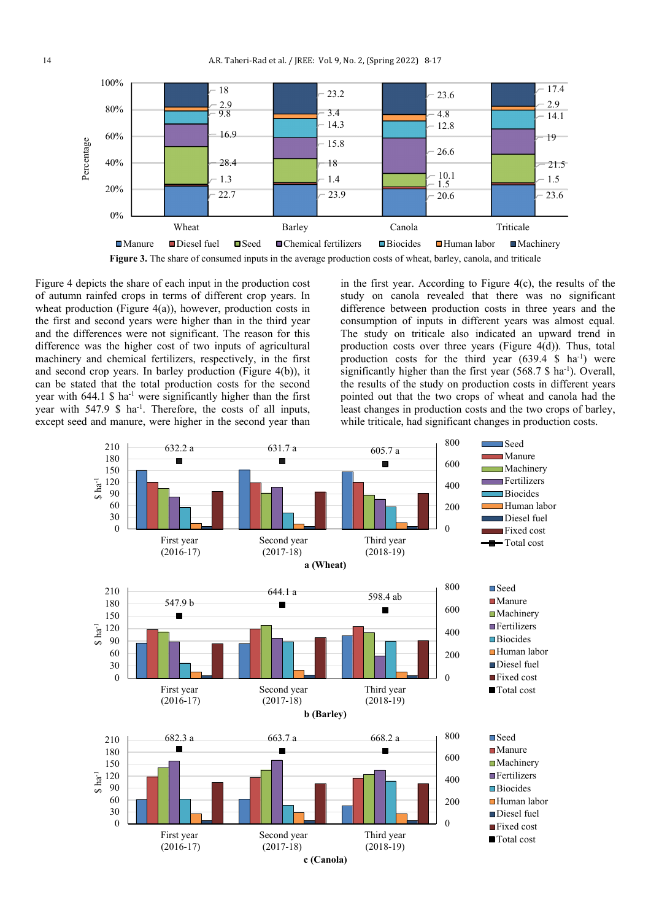**Figure 3.** The share of consumed inputs in the average production costs of wheat, barley, canola, and triticale

Figure 4 depicts the share of each input in the production cost of autumn rainfed crops in terms of different crop years. In wheat production (Figure 4(a)), however, production costs in the first and second years were higher than in the third year and the differences were not significant. The reason for this difference was the higher cost of two inputs of agricultural machinery and chemical fertilizers, respectively, in the first and second crop years. In barley production (Figure 4(b)), it can be stated that the total production costs for the second year with 644.1 $ ha$^{-1}$ were significantly higher than the first year with 547.9 $ ha$^{-1}$. Therefore, the costs of all inputs, except seed and manure, were higher in the second year than in the first year. According to Figure 4(c), the results of the study on canola revealed that there was no significant difference between production costs in three years and the consumption of inputs in different years was almost equal. The study on triticale also indicated an upward trend in production costs over three years (Figure 4(d)). Thus, total production costs for the third year (639.4 $ ha$^{-1}$) were significantly higher than the first year (568.7 $ ha$^{-1}$). Overall, the results of the study on production costs in different years pointed out that the two crops of wheat and canola had the least changes in production costs and the two crops of barley, while triticale, had significant changes in production costs.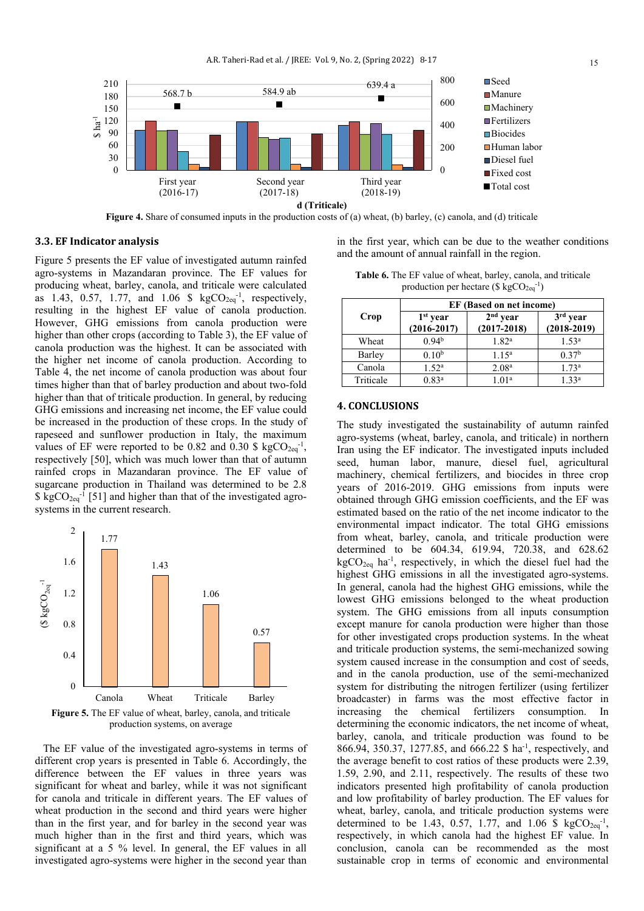**Figure 4.** Share of consumed inputs in the production costs of (a) wheat, (b) barley, (c) canola, and (d) triticale

### 3.3. EF Indicator analysis

Figure 5 presents the EF value of investigated autumn rainfed agro-systems in Mazandaran province. The EF values for producing wheat, barley, canola, and triticale were calculated as 1.43, 0.57, 1.77, and 1.06 \$ $kgCO_{2eq}^{-1}$, respectively, resulting in the highest EF value of canola production. However, GHG emissions from canola production were higher than other crops (according to Table 3), the EF value of canola production was the highest. It can be associated with the higher net income of canola production. According to Table 4, the net income of canola production was about four times higher than that of barley production and about two-fold higher than that of triticale production. In general, by reducing GHG emissions and increasing net income, the EF value could be increased in the production of these crops. In the study of rapeseed and sunflower production in Italy, the maximum values of EF were reported to be 0.82 and 0.30 \$ $kgCO_{2eq}^{-1}$, respectively [50], which was much lower than that of autumn rainfed crops in Mazandaran province. The EF value of sugarcane production in Thailand was determined to be 2.8 \$ $kgCO_{2eq}^{-1}$ [51] and higher than that of the investigated agro-systems in the current research.

**Figure 5.** The EF value of wheat, barley, canola, and triticale production systems, on average

The EF value of the investigated agro-systems in terms of different crop years is presented in Table 6. Accordingly, the difference between the EF values in three years was significant for wheat and barley, while it was not significant for canola and triticale in different years. The EF values of wheat production in the second and third years were higher than in the first year, and for barley in the second year was much higher than in the first and third years, which was significant at a 5 % level. In general, the EF values in all investigated agro-systems were higher in the second year than in the first year, which can be due to the weather conditions and the amount of annual rainfall in the region.

**Table 6.** The EF value of wheat, barley, canola, and triticale production per hectare (\$ $kgCO_{2eq}^{-1}$)

| Crop | EF (Based on net income) | | |
|---|---|---|---|
| | 1st year (2016-2017) | 2nd year (2017-2018) | 3rd year (2018-2019) |
| Wheat | 0.94[b] | 1.82[a] | 1.53[a] |
| Barley | 0.10[b] | 1.15[a] | 0.37[b] |
| Canola | 1.52[a] | 2.08[a] | 1.73[a] |
| Triticale | 0.83[a] | 1.01[a] | 1.33[a] |

## 4. CONCLUSIONS

The study investigated the sustainability of autumn rainfed agro-systems (wheat, barley, canola, and triticale) in northern Iran using the EF indicator. The investigated inputs included seed, human labor, manure, diesel fuel, agricultural machinery, chemical fertilizers, and biocides in three crop years of 2016-2019. GHG emissions from inputs were obtained through GHG emission coefficients, and the EF was estimated based on the ratio of the net income indicator to the environmental impact indicator. The total GHG emissions from wheat, barley, canola, and triticale production were determined to be 604.34, 619.94, 720.38, and 628.62 $kgCO_{2eq}$ $ha^{-1}$, respectively, in which the diesel fuel had the highest GHG emissions in all the investigated agro-systems. In general, canola had the highest GHG emissions, while the lowest GHG emissions belonged to the wheat production system. The GHG emissions from all inputs consumption except manure for canola production were higher than those for other investigated crops production systems. In the wheat and triticale production systems, the semi-mechanized sowing system caused increase in the consumption and cost of seeds, and in the canola production, use of the semi-mechanized system for distributing the nitrogen fertilizer (using fertilizer broadcaster) in farms was the most effective factor in increasing the chemical fertilizers consumption. In determining the economic indicators, the net income of wheat, barley, canola, and triticale production was found to be 866.94, 350.37, 1277.85, and 666.22 \$ $ha^{-1}$, respectively, and the average benefit to cost ratios of these products were 2.39, 1.59, 2.90, and 2.11, respectively. The results of these two indicators presented high profitability of canola production and low profitability of barley production. The EF values for wheat, barley, canola, and triticale production systems were determined to be 1.43, 0.57, 1.77, and 1.06 \$ $kgCO_{2eq}^{-1}$, respectively, in which canola had the highest EF value. In conclusion, canola can be recommended as the most sustainable crop in terms of economic and environmental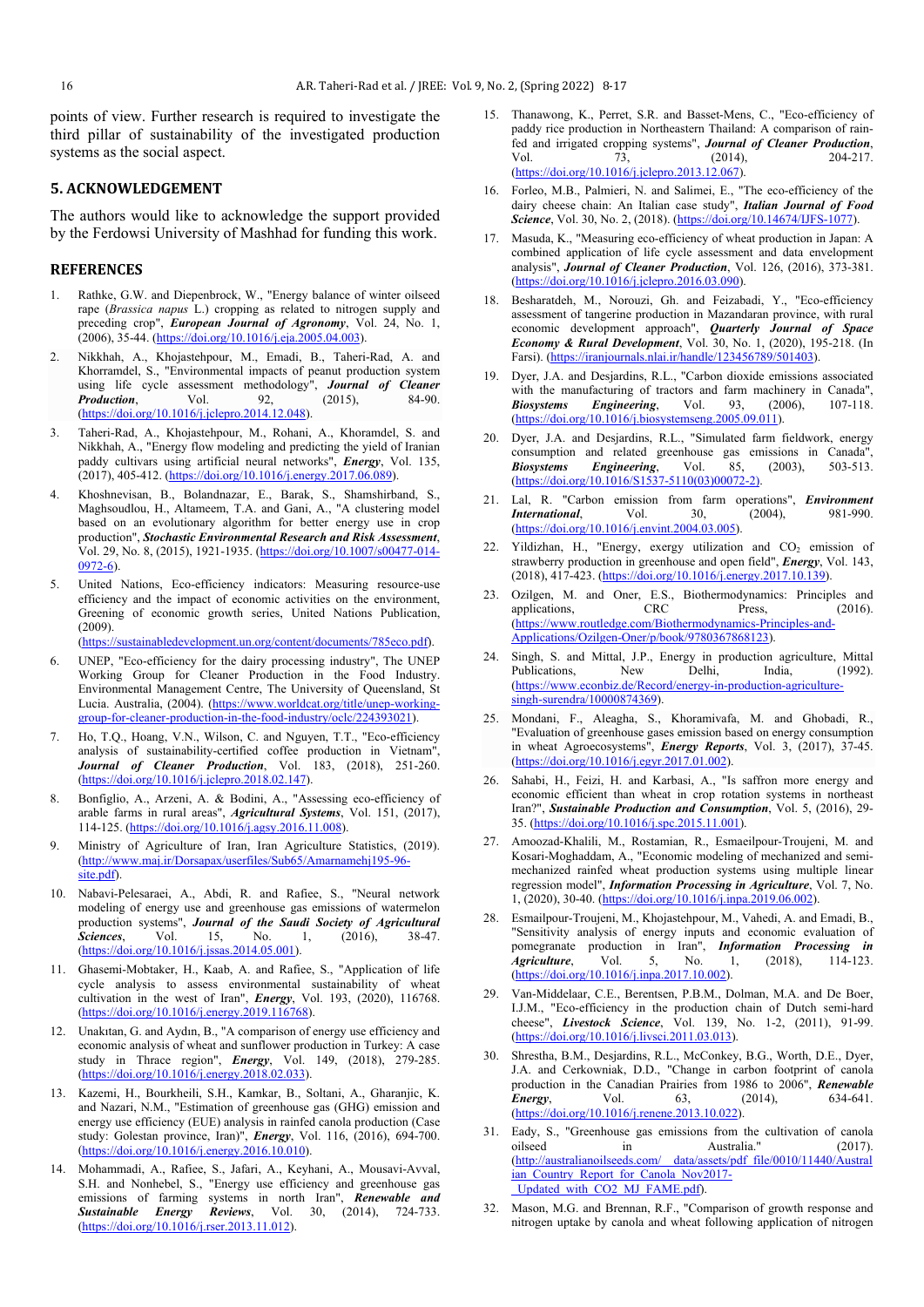points of view. Further research is required to investigate the third pillar of sustainability of the investigated production systems as the social aspect.

## 5. ACKNOWLEDGEMENT

The authors would like to acknowledge the support provided by the Ferdowsi University of Mashhad for funding this work.

## REFERENCES

1. Rathke, G.W. and Diepenbrock, W., "Energy balance of winter oilseed rape (*Brassica napus* L.) cropping as related to nitrogen supply and preceding crop", ***European Journal of Agronomy***, Vol. 24, No. 1, (2006), 35-44. (https://doi.org/10.1016/j.eja.2005.04.003).
2. Nikkhah, A., Khojastehpour, M., Emadi, B., Taheri-Rad, A. and Khorramdel, S., "Environmental impacts of peanut production system using life cycle assessment methodology", ***Journal of Cleaner Production***, Vol. 92, (2015), 84-90. (https://doi.org/10.1016/j.jclepro.2014.12.048).
3. Taheri-Rad, A., Khojastehpour, M., Rohani, A., Khoramdel, S. and Nikkhah, A., "Energy flow modeling and predicting the yield of Iranian paddy cultivars using artificial neural networks", ***Energy***, Vol. 135, (2017), 405-412. (https://doi.org/10.1016/j.energy.2017.06.089).
4. Khoshnevisan, B., Bolandnazar, E., Barak, S., Shamshirband, S., Maghsoudlou, H., Altameem, T.A. and Gani, A., "A clustering model based on an evolutionary algorithm for better energy use in crop production", ***Stochastic Environmental Research and Risk Assessment***, Vol. 29, No. 8, (2015), 1921-1935. (https://doi.org/10.1007/s00477-014-0972-6).
5. United Nations, Eco-efficiency indicators: Measuring resource-use efficiency and the impact of economic activities on the environment, Greening of economic growth series, United Nations Publication, (2009). (https://sustainabledevelopment.un.org/content/documents/785eco.pdf).
6. UNEP, "Eco-efficiency for the dairy processing industry", The UNEP Working Group for Cleaner Production in the Food Industry. Environmental Management Centre, The University of Queensland, St Lucia. Australia, (2004). (https://www.worldcat.org/title/unep-working-group-for-cleaner-production-in-the-food-industry/oclc/224393021).
7. Ho, T.Q., Hoang, V.N., Wilson, C. and Nguyen, T.T., "Eco-efficiency analysis of sustainability-certified coffee production in Vietnam", ***Journal of Cleaner Production***, Vol. 183, (2018), 251-260. (https://doi.org/10.1016/j.jclepro.2018.02.147).
8. Bonfiglio, A., Arzeni, A. & Bodini, A., "Assessing eco-efficiency of arable farms in rural areas", ***Agricultural Systems***, Vol. 151, (2017), 114-125. (https://doi.org/10.1016/j.agsy.2016.11.008).
9. Ministry of Agriculture of Iran, Iran Agriculture Statistics, (2019). (http://www.maj.ir/Dorsapax/userfiles/Sub65/Amarnamehj195-96-site.pdf).
10. Nabavi-Pelesaraei, A., Abdi, R. and Rafiee, S., "Neural network modeling of energy use and greenhouse gas emissions of watermelon production systems", ***Journal of the Saudi Society of Agricultural Sciences***, Vol. 15, No. 1, (2016), 38-47. (https://doi.org/10.1016/j.jssas.2014.05.001).
11. Ghasemi-Mobtaker, H., Kaab, A. and Rafiee, S., "Application of life cycle analysis to assess environmental sustainability of wheat cultivation in the west of Iran", ***Energy***, Vol. 193, (2020), 116768. (https://doi.org/10.1016/j.energy.2019.116768).
12. Unakıtan, G. and Aydın, B., "A comparison of energy use efficiency and economic analysis of wheat and sunflower production in Turkey: A case study in Thrace region", ***Energy***, Vol. 149, (2018), 279-285. (https://doi.org/10.1016/j.energy.2018.02.033).
13. Kazemi, H., Bourkheili, S.H., Kamkar, B., Soltani, A., Gharanjic, K. and Nazari, N.M., "Estimation of greenhouse gas (GHG) emission and energy use efficiency (EUE) analysis in rainfed canola production (Case study: Golestan province, Iran)", ***Energy***, Vol. 116, (2016), 694-700. (https://doi.org/10.1016/j.energy.2016.10.010).
14. Mohammadi, A., Rafiee, S., Jafari, A., Keyhani, A., Mousavi-Avval, S.H. and Nonhebel, S., "Energy use efficiency and greenhouse gas emissions of farming systems in north Iran", ***Renewable and Sustainable Energy Reviews***, Vol. 30, (2014), 724-733. (https://doi.org/10.1016/j.rser.2013.11.012).
15. Thanawong, K., Perret, S.R. and Basset-Mens, C., "Eco-efficiency of paddy rice production in Northeastern Thailand: A comparison of rain-fed and irrigated cropping systems", ***Journal of Cleaner Production***, Vol. 73, (2014), 204-217. (https://doi.org/10.1016/j.jclepro.2013.12.067).
16. Forleo, M.B., Palmieri, N. and Salimei, E., "The eco-efficiency of the dairy cheese chain: An Italian case study", ***Italian Journal of Food Science***, Vol. 30, No. 2, (2018). (https://doi.org/10.14674/IJFS-1077).
17. Masuda, K., "Measuring eco-efficiency of wheat production in Japan: A combined application of life cycle assessment and data envelopment analysis", ***Journal of Cleaner Production***, Vol. 126, (2016), 373-381. (https://doi.org/10.1016/j.jclepro.2016.03.090).
18. Besharatdeh, M., Norouzi, Gh. and Feizabadi, Y., "Eco-efficiency assessment of tangerine production in Mazandaran province, with rural economic development approach", ***Quarterly Journal of Space Economy & Rural Development***, Vol. 30, No. 1, (2020), 195-218. (In Farsi). (https://iranjournals.nlai.ir/handle/123456789/501403).
19. Dyer, J.A. and Desjardins, R.L., "Carbon dioxide emissions associated with the manufacturing of tractors and farm machinery in Canada", ***Biosystems Engineering***, Vol. 93, (2006), 107-118. (https://doi.org/10.1016/j.biosystemseng.2005.09.011).
20. Dyer, J.A. and Desjardins, R.L., "Simulated farm fieldwork, energy consumption and related greenhouse gas emissions in Canada", ***Biosystems Engineering***, Vol. 85, (2003), 503-513. (https://doi.org/10.1016/S1537-5110(03)00072-2).
21. Lal, R. "Carbon emission from farm operations", ***Environment International***, Vol. 30, (2004), 981-990. (https://doi.org/10.1016/j.envint.2004.03.005).
22. Yildizhan, H., "Energy, exergy utilization and $CO_2$ emission of strawberry production in greenhouse and open field", ***Energy***, Vol. 143, (2018), 417-423. (https://doi.org/10.1016/j.energy.2017.10.139).
23. Ozilgen, M. and Oner, E.S., Biothermodynamics: Principles and applications, CRC Press, (2016). (https://www.routledge.com/Biothermodynamics-Principles-and-Applications/Ozilgen-Oner/p/book/9780367868123).
24. Singh, S. and Mittal, J.P., Energy in production agriculture, Mittal Publications, New Delhi, India, (1992). (https://www.econbiz.de/Record/energy-in-production-agriculture-singh-surendra/10000874369).
25. Mondani, F., Aleagha, S., Khoramivafa, M. and Ghobadi, R., "Evaluation of greenhouse gases emission based on energy consumption in wheat Agroecosystems", ***Energy Reports***, Vol. 3, (2017), 37-45. (https://doi.org/10.1016/j.egyr.2017.01.002).
26. Sahabi, H., Feizi, H. and Karbasi, A., "Is saffron more energy and economic efficient than wheat in crop rotation systems in northeast Iran?", ***Sustainable Production and Consumption***, Vol. 5, (2016), 29-35. (https://doi.org/10.1016/j.spc.2015.11.001).
27. Amoozad-Khalili, M., Rostamian, R., Esmaeilpour-Troujeni, M. and Kosari-Moghaddam, A., "Economic modeling of mechanized and semi-mechanized rainfed wheat production systems using multiple linear regression model", ***Information Processing in Agriculture***, Vol. 7, No. 1, (2020), 30-40. (https://doi.org/10.1016/j.inpa.2019.06.002).
28. Esmailpour-Troujeni, M., Khojastehpour, M., Vahedi, A. and Emadi, B., "Sensitivity analysis of energy inputs and economic evaluation of pomegranate production in Iran", ***Information Processing in Agriculture***, Vol. 5, No. 1, (2018), 114-123. (https://doi.org/10.1016/j.inpa.2017.10.002).
29. Van-Middelaar, C.E., Berentsen, P.B.M., Dolman, M.A. and De Boer, I.J.M., "Eco-efficiency in the production chain of Dutch semi-hard cheese", ***Livestock Science***, Vol. 139, No. 1-2, (2011), 91-99. (https://doi.org/10.1016/j.livsci.2011.03.013).
30. Shrestha, B.M., Desjardins, R.L., McConkey, B.G., Worth, D.E., Dyer, J.A. and Cerkowniak, D.D., "Change in carbon footprint of canola production in the Canadian Prairies from 1986 to 2006", ***Renewable Energy***, Vol. 63, (2014), 634-641. (https://doi.org/10.1016/j.renene.2013.10.022).
31. Eady, S., "Greenhouse gas emissions from the cultivation of canola oilseed in Australia." (2017). (http://australianoilseeds.com/__data/assets/pdf_file/0010/11440/Australian_Country_Report_for_Canola_Nov2017-_Updated_with_CO2_MJ_FAME.pdf).
32. Mason, M.G. and Brennan, R.F., "Comparison of growth response and nitrogen uptake by canola and wheat following application of nitrogen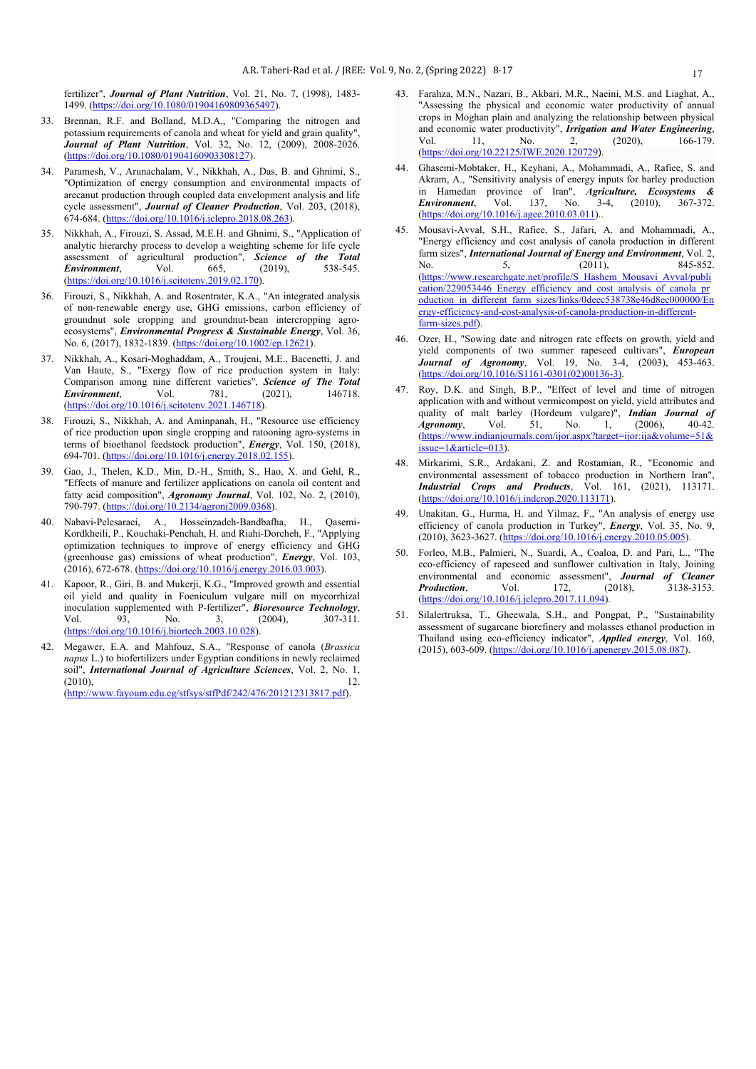fertilizer", ***Journal of Plant Nutrition***, Vol. 21, No. 7, (1998), 1483-1499. (https://doi.org/10.1080/01904169809365497).

33. Brennan, R.F. and Bolland, M.D.A., "Comparing the nitrogen and potassium requirements of canola and wheat for yield and grain quality", ***Journal of Plant Nutrition***, Vol. 32, No. 12, (2009), 2008-2026. (https://doi.org/10.1080/01904160903308127).

34. Paramesh, V., Arunachalam, V., Nikkhah, A., Das, B. and Ghnimi, S., "Optimization of energy consumption and environmental impacts of arecanut production through coupled data envelopment analysis and life cycle assessment", ***Journal of Cleaner Production***, Vol. 203, (2018), 674-684. (https://doi.org/10.1016/j.jclepro.2018.08.263).

35. Nikkhah, A., Firouzi, S. Assad, M.E.H. and Ghnimi, S., "Application of analytic hierarchy process to develop a weighting scheme for life cycle assessment of agricultural production", ***Science of the Total Environment***, Vol. 665, (2019), 538-545. (https://doi.org/10.1016/j.scitotenv.2019.02.170).

36. Firouzi, S., Nikkhah, A. and Rosentrater, K.A., "An integrated analysis of non-renewable energy use, GHG emissions, carbon efficiency of groundnut sole cropping and groundnut-bean intercropping agro-ecosystems", ***Environmental Progress & Sustainable Energy***, Vol. 36, No. 6, (2017), 1832-1839. (https://doi.org/10.1002/ep.12621).

37. Nikkhah, A., Kosari-Moghaddam, A., Troujeni, M.E., Bacenetti, J. and Van Haute, S., "Exergy flow of rice production system in Italy: Comparison among nine different varieties", ***Science of The Total Environment***, Vol. 781, (2021), 146718. (https://doi.org/10.1016/j.scitotenv.2021.146718).

38. Firouzi, S., Nikkhah, A. and Aminpanah, H., "Resource use efficiency of rice production upon single cropping and ratooning agro-systems in terms of bioethanol feedstock production", ***Energy***, Vol. 150, (2018), 694-701. (https://doi.org/10.1016/j.energy.2018.02.155).

39. Gao, J., Thelen, K.D., Min, D.-H., Smith, S., Hao, X. and Gehl, R., "Effects of manure and fertilizer applications on canola oil content and fatty acid composition", ***Agronomy Journal***, Vol. 102, No. 2, (2010), 790-797. (https://doi.org/10.2134/agronj2009.0368).

40. Nabavi-Pelesaraei, A., Hosseinzadeh-Bandbafha, H., Qasemi-Kordkheili, P., Kouchaki-Penchah, H. and Riahi-Dorcheh, F., "Applying optimization techniques to improve of energy efficiency and GHG (greenhouse gas) emissions of wheat production", ***Energy***, Vol. 103, (2016), 672-678. (https://doi.org/10.1016/j.energy.2016.03.003).

41. Kapoor, R., Giri, B. and Mukerji, K.G., "Improved growth and essential oil yield and quality in Foeniculum vulgare mill on mycorrhizal inoculation supplemented with P-fertilizer", ***Bioresource Technology***, Vol. 93, No. 3, (2004), 307-311. (https://doi.org/10.1016/j.biortech.2003.10.028).

42. Megawer, E.A. and Mahfouz, S.A., "Response of canola (*Brassica napus* L.) to biofertilizers under Egyptian conditions in newly reclaimed soil", ***International Journal of Agriculture Sciences***, Vol. 2, No. 1, (2010), 12. (http://www.fayoum.edu.eg/stfsys/stfPdf/242/476/201212313817.pdf).

43. Farahza, M.N., Nazari, B., Akbari, M.R., Naeini, M.S. and Liaghat, A., "Assessing the physical and economic water productivity of annual crops in Moghan plain and analyzing the relationship between physical and economic water productivity", ***Irrigation and Water Engineering***, Vol. 11, No. 2, (2020), 166-179. (https://doi.org/10.22125/IWE.2020.120729).

44. Ghasemi-Mobtaker, H., Keyhani, A., Mohammadi, A., Rafiee, S. and Akram, A., "Sensitivity analysis of energy inputs for barley production in Hamedan province of Iran", ***Agriculture, Ecosystems & Environment***, Vol. 137, No. 3-4, (2010), 367-372. (https://doi.org/10.1016/j.agee.2010.03.011)..

45. Mousavi-Avval, S.H., Rafiee, S., Jafari, A. and Mohammadi, A., "Energy efficiency and cost analysis of canola production in different farm sizes", ***International Journal of Energy and Environment***, Vol. 2, No. 5, (2011), 845-852. (https://www.researchgate.net/profile/S_Hashem_Mousavi_Avval/publication/229053446_Energy_efficiency_and_cost_analysis_of_canola_production_in_different_farm_sizes/links/0deec538738e46d8ec000000/Energy-efficiency-and-cost-analysis-of-canola-production-in-different-farm-sizes.pdf).

46. Ozer, H., "Sowing date and nitrogen rate effects on growth, yield and yield components of two summer rapeseed cultivars", ***European Journal of Agronomy***, Vol. 19, No. 3-4, (2003), 453-463. (https://doi.org/10.1016/S1161-0301(02)00136-3).

47. Roy, D.K. and Singh, B.P., "Effect of level and time of nitrogen application with and without vermicompost on yield, yield attributes and quality of malt barley (Hordeum vulgare)", ***Indian Journal of Agronomy***, Vol. 51, No. 1, (2006), 40-42. (https://www.indianjournals.com/ijor.aspx?target=ijor:ija&volume=51&issue=1&article=013).

48. Mirkarimi, S.R., Ardakani, Z. and Rostamian, R., "Economic and environmental assessment of tobacco production in Northern Iran", ***Industrial Crops and Products***, Vol. 161, (2021), 113171. (https://doi.org/10.1016/j.indcrop.2020.113171).

49. Unakitan, G., Hurma, H. and Yilmaz, F., "An analysis of energy use efficiency of canola production in Turkey", ***Energy***, Vol. 35, No. 9, (2010), 3623-3627. (https://doi.org/10.1016/j.energy.2010.05.005).

50. Forleo, M.B., Palmieri, N., Suardi, A., Coaloa, D. and Pari, L., "The eco-efficiency of rapeseed and sunflower cultivation in Italy, Joining environmental and economic assessment", ***Journal of Cleaner Production***, Vol. 172, (2018), 3138-3153. (https://doi.org/10.1016/j.jclepro.2017.11.094).

51. Silalertruksa, T., Gheewala, S.H., and Pongpat, P., "Sustainability assessment of sugarcane biorefinery and molasses ethanol production in Thailand using eco-efficiency indicator", ***Applied energy***, Vol. 160, (2015), 603-609. (https://doi.org/10.1016/j.apenergy.2015.08.087).